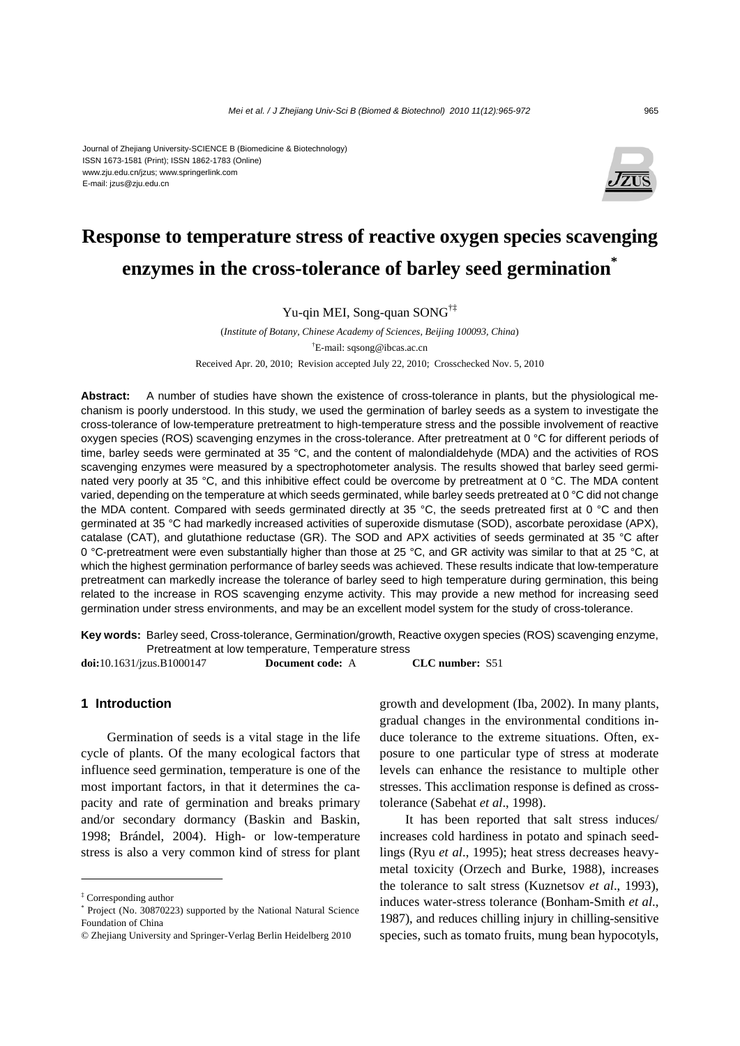Journal of Zhejiang University-SCIENCE B (Biomedicine & Biotechnology)
ISSN 1673-1581 (Print); ISSN 1862-1783 (Online)
www.zju.edu.cn/jzus; www.springerlink.com
E-mail: jzus@zju.edu.cn

# Response to temperature stress of reactive oxygen species scavenging enzymes in the cross-tolerance of barley seed germination*

Yu-qin MEI, Song-quan SONG†‡

(*Institute of Botany, Chinese Academy of Sciences, Beijing 100093, China*)

†E-mail: sqsong@ibcas.ac.cn

Received Apr. 20, 2010; Revision accepted July 22, 2010; Crosschecked Nov. 5, 2010

**Abstract:** A number of studies have shown the existence of cross-tolerance in plants, but the physiological mechanism is poorly understood. In this study, we used the germination of barley seeds as a system to investigate the cross-tolerance of low-temperature pretreatment to high-temperature stress and the possible involvement of reactive oxygen species (ROS) scavenging enzymes in the cross-tolerance. After pretreatment at 0 °C for different periods of time, barley seeds were germinated at 35 °C, and the content of malondialdehyde (MDA) and the activities of ROS scavenging enzymes were measured by a spectrophotometer analysis. The results showed that barley seed germinated very poorly at 35 °C, and this inhibitive effect could be overcome by pretreatment at 0 °C. The MDA content varied, depending on the temperature at which seeds germinated, while barley seeds pretreated at 0 °C did not change the MDA content. Compared with seeds germinated directly at 35 °C, the seeds pretreated first at 0 °C and then germinated at 35 °C had markedly increased activities of superoxide dismutase (SOD), ascorbate peroxidase (APX), catalase (CAT), and glutathione reductase (GR). The SOD and APX activities of seeds germinated at 35 °C after 0 °C-pretreatment were even substantially higher than those at 25 °C, and GR activity was similar to that at 25 °C, at which the highest germination performance of barley seeds was achieved. These results indicate that low-temperature pretreatment can markedly increase the tolerance of barley seed to high temperature during germination, this being related to the increase in ROS scavenging enzyme activity. This may provide a new method for increasing seed germination under stress environments, and may be an excellent model system for the study of cross-tolerance.

**Key words:** Barley seed, Cross-tolerance, Germination/growth, Reactive oxygen species (ROS) scavenging enzyme, Pretreatment at low temperature, Temperature stress

**doi:**10.1631/jzus.B1000147 **Document code:** A **CLC number:** S51

## 1 Introduction

Germination of seeds is a vital stage in the life cycle of plants. Of the many ecological factors that influence seed germination, temperature is one of the most important factors, in that it determines the capacity and rate of germination and breaks primary and/or secondary dormancy (Baskin and Baskin, 1998; Brándel, 2004). High- or low-temperature stress is also a very common kind of stress for plant growth and development (Iba, 2002). In many plants, gradual changes in the environmental conditions induce tolerance to the extreme situations. Often, exposure to one particular type of stress at moderate levels can enhance the resistance to multiple other stresses. This acclimation response is defined as cross-tolerance (Sabehat *et al*., 1998).

It has been reported that salt stress induces/increases cold hardiness in potato and spinach seedlings (Ryu *et al*., 1995); heat stress decreases heavy-metal toxicity (Orzech and Burke, 1988), increases the tolerance to salt stress (Kuznetsov *et al*., 1993), induces water-stress tolerance (Bonham-Smith *et al*., 1987), and reduces chilling injury in chilling-sensitive species, such as tomato fruits, mung bean hypocotyls,

---

‡ Corresponding author

\* Project (No. 30870223) supported by the National Natural Science Foundation of China

© Zhejiang University and Springer-Verlag Berlin Heidelberg 2010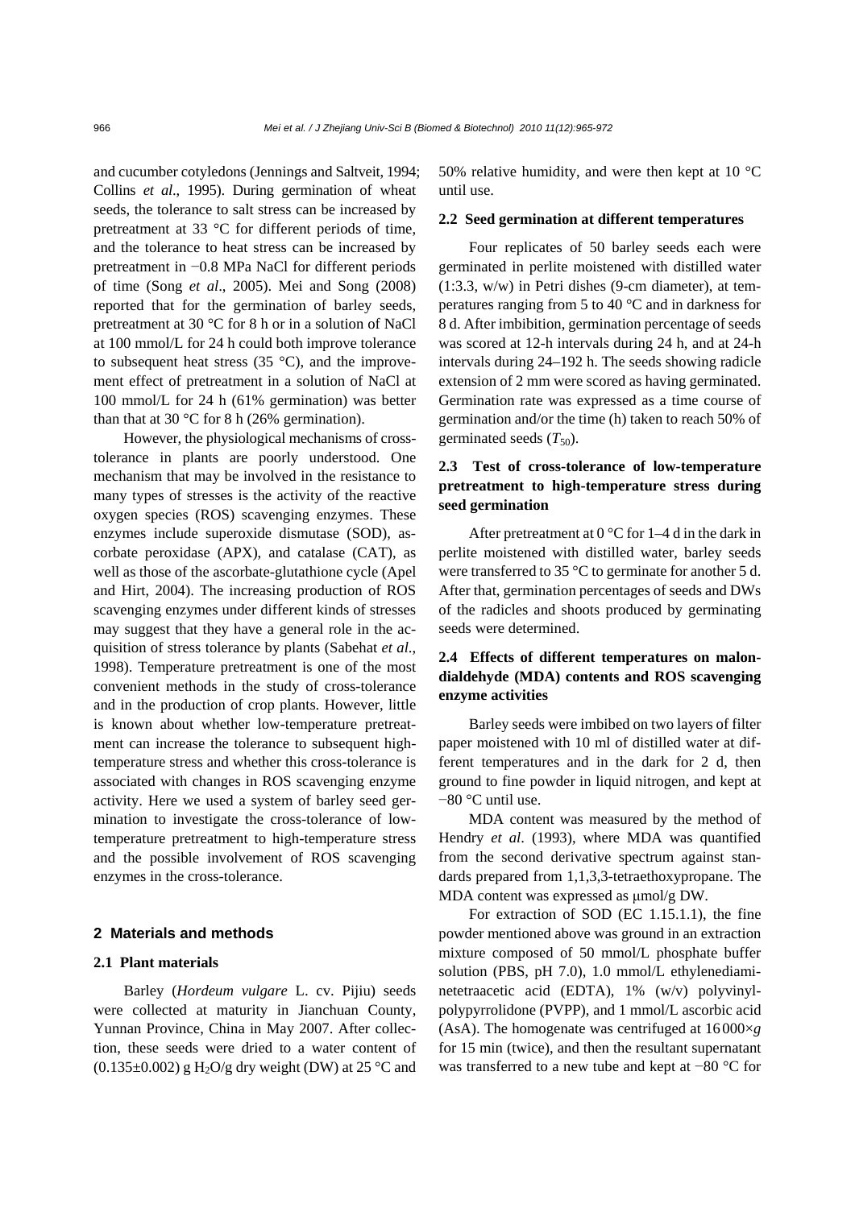and cucumber cotyledons (Jennings and Saltveit, 1994; Collins *et al*., 1995). During germination of wheat seeds, the tolerance to salt stress can be increased by pretreatment at 33 °C for different periods of time, and the tolerance to heat stress can be increased by pretreatment in −0.8 MPa NaCl for different periods of time (Song *et al*., 2005). Mei and Song (2008) reported that for the germination of barley seeds, pretreatment at 30 °C for 8 h or in a solution of NaCl at 100 mmol/L for 24 h could both improve tolerance to subsequent heat stress (35 °C), and the improvement effect of pretreatment in a solution of NaCl at 100 mmol/L for 24 h (61% germination) was better than that at 30 °C for 8 h (26% germination).

However, the physiological mechanisms of cross-tolerance in plants are poorly understood. One mechanism that may be involved in the resistance to many types of stresses is the activity of the reactive oxygen species (ROS) scavenging enzymes. These enzymes include superoxide dismutase (SOD), ascorbate peroxidase (APX), and catalase (CAT), as well as those of the ascorbate-glutathione cycle (Apel and Hirt, 2004). The increasing production of ROS scavenging enzymes under different kinds of stresses may suggest that they have a general role in the acquisition of stress tolerance by plants (Sabehat *et al*., 1998). Temperature pretreatment is one of the most convenient methods in the study of cross-tolerance and in the production of crop plants. However, little is known about whether low-temperature pretreatment can increase the tolerance to subsequent high-temperature stress and whether this cross-tolerance is associated with changes in ROS scavenging enzyme activity. Here we used a system of barley seed germination to investigate the cross-tolerance of low-temperature pretreatment to high-temperature stress and the possible involvement of ROS scavenging enzymes in the cross-tolerance.

## 2 Materials and methods

### 2.1 Plant materials

Barley (*Hordeum vulgare* L. cv. Pijiu) seeds were collected at maturity in Jianchuan County, Yunnan Province, China in May 2007. After collection, these seeds were dried to a water content of (0.135±0.002) g $H_2O$/g dry weight (DW) at 25 °C and 50% relative humidity, and were then kept at 10 °C until use.

### 2.2 Seed germination at different temperatures

Four replicates of 50 barley seeds each were germinated in perlite moistened with distilled water (1:3.3, w/w) in Petri dishes (9-cm diameter), at temperatures ranging from 5 to 40 °C and in darkness for 8 d. After imbibition, germination percentage of seeds was scored at 12-h intervals during 24 h, and at 24-h intervals during 24–192 h. The seeds showing radicle extension of 2 mm were scored as having germinated. Germination rate was expressed as a time course of germination and/or the time (h) taken to reach 50% of germinated seeds ($T_{50}$).

### 2.3 Test of cross-tolerance of low-temperature pretreatment to high-temperature stress during seed germination

After pretreatment at 0 °C for 1–4 d in the dark in perlite moistened with distilled water, barley seeds were transferred to 35 °C to germinate for another 5 d. After that, germination percentages of seeds and DWs of the radicles and shoots produced by germinating seeds were determined.

### 2.4 Effects of different temperatures on malondialdehyde (MDA) contents and ROS scavenging enzyme activities

Barley seeds were imbibed on two layers of filter paper moistened with 10 ml of distilled water at different temperatures and in the dark for 2 d, then ground to fine powder in liquid nitrogen, and kept at −80 °C until use.

MDA content was measured by the method of Hendry *et al*. (1993), where MDA was quantified from the second derivative spectrum against standards prepared from 1,1,3,3-tetraethoxypropane. The MDA content was expressed as μmol/g DW.

For extraction of SOD (EC 1.15.1.1), the fine powder mentioned above was ground in an extraction mixture composed of 50 mmol/L phosphate buffer solution (PBS, pH 7.0), 1.0 mmol/L ethylenediaminetetraacetic acid (EDTA), 1% (w/v) polyvinylpolypyrrolidone (PVPP), and 1 mmol/L ascorbic acid (AsA). The homogenate was centrifuged at 16 000×*g* for 15 min (twice), and then the resultant supernatant was transferred to a new tube and kept at −80 °C for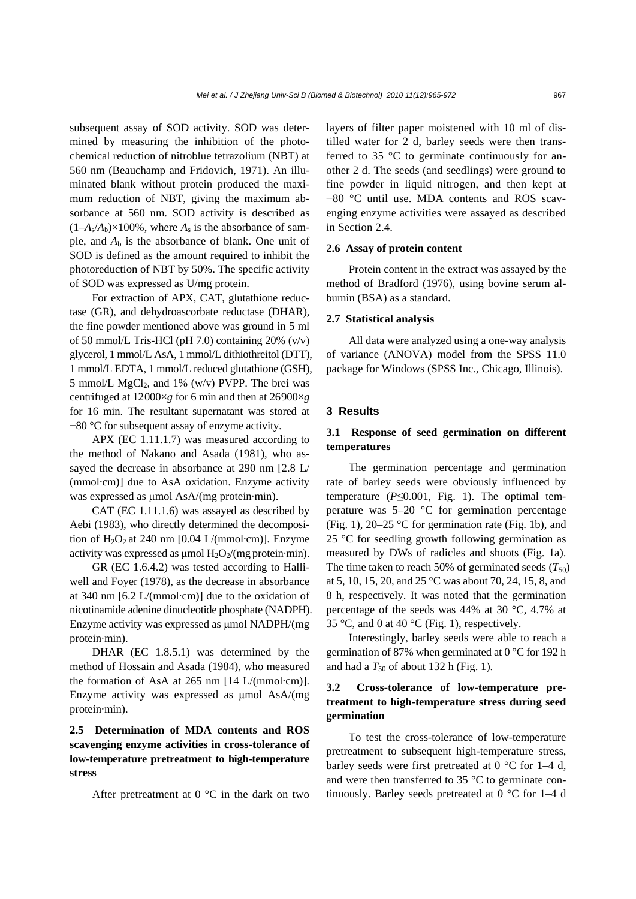subsequent assay of SOD activity. SOD was determined by measuring the inhibition of the photochemical reduction of nitroblue tetrazolium (NBT) at 560 nm (Beauchamp and Fridovich, 1971). An illuminated blank without protein produced the maximum reduction of NBT, giving the maximum absorbance at 560 nm. SOD activity is described as $(1-A_s/A_b)\times100\%$, where $A_s$ is the absorbance of sample, and $A_b$ is the absorbance of blank. One unit of SOD is defined as the amount required to inhibit the photoreduction of NBT by 50%. The specific activity of SOD was expressed as U/mg protein.

For extraction of APX, CAT, glutathione reductase (GR), and dehydroascorbate reductase (DHAR), the fine powder mentioned above was ground in 5 ml of 50 mmol/L Tris-HCl (pH 7.0) containing 20% (v/v) glycerol, 1 mmol/L AsA, 1 mmol/L dithiothreitol (DTT), 1 mmol/L EDTA, 1 mmol/L reduced glutathione (GSH), 5 mmol/L $MgCl_2$, and 1% (w/v) PVPP. The brei was centrifuged at 12000×*g* for 6 min and then at 26900×*g* for 16 min. The resultant supernatant was stored at −80 °C for subsequent assay of enzyme activity.

APX (EC 1.11.1.7) was measured according to the method of Nakano and Asada (1981), who assayed the decrease in absorbance at 290 nm [2.8 L/(mmol·cm)] due to AsA oxidation. Enzyme activity was expressed as μmol AsA/(mg protein·min).

CAT (EC 1.11.1.6) was assayed as described by Aebi (1983), who directly determined the decomposition of $H_2O_2$ at 240 nm [0.04 L/(mmol·cm)]. Enzyme activity was expressed as μmol $H_2O_2$/(mg protein·min).

GR (EC 1.6.4.2) was tested according to Halliwell and Foyer (1978), as the decrease in absorbance at 340 nm [6.2 L/(mmol·cm)] due to the oxidation of nicotinamide adenine dinucleotide phosphate (NADPH). Enzyme activity was expressed as μmol NADPH/(mg protein·min).

DHAR (EC 1.8.5.1) was determined by the method of Hossain and Asada (1984), who measured the formation of AsA at 265 nm [14 L/(mmol·cm)]. Enzyme activity was expressed as μmol AsA/(mg protein·min).

### 2.5 Determination of MDA contents and ROS scavenging enzyme activities in cross-tolerance of low-temperature pretreatment to high-temperature stress

After pretreatment at 0 °C in the dark on two layers of filter paper moistened with 10 ml of distilled water for 2 d, barley seeds were then transferred to 35 °C to germinate continuously for another 2 d. The seeds (and seedlings) were ground to fine powder in liquid nitrogen, and then kept at −80 °C until use. MDA contents and ROS scavenging enzyme activities were assayed as described in Section 2.4.

### 2.6 Assay of protein content

Protein content in the extract was assayed by the method of Bradford (1976), using bovine serum albumin (BSA) as a standard.

### 2.7 Statistical analysis

All data were analyzed using a one-way analysis of variance (ANOVA) model from the SPSS 11.0 package for Windows (SPSS Inc., Chicago, Illinois).

## 3 Results

### 3.1 Response of seed germination on different temperatures

The germination percentage and germination rate of barley seeds were obviously influenced by temperature ($P\leq0.001$, Fig. 1). The optimal temperature was 5–20 °C for germination percentage (Fig. 1), 20–25 °C for germination rate (Fig. 1b), and 25 °C for seedling growth following germination as measured by DWs of radicles and shoots (Fig. 1a). The time taken to reach 50% of germinated seeds ($T_{50}$) at 5, 10, 15, 20, and 25 °C was about 70, 24, 15, 8, and 8 h, respectively. It was noted that the germination percentage of the seeds was 44% at 30 °C, 4.7% at 35 °C, and 0 at 40 °C (Fig. 1), respectively.

Interestingly, barley seeds were able to reach a germination of 87% when germinated at 0 °C for 192 h and had a $T_{50}$ of about 132 h (Fig. 1).

### 3.2 Cross-tolerance of low-temperature pretreatment to high-temperature stress during seed germination

To test the cross-tolerance of low-temperature pretreatment to subsequent high-temperature stress, barley seeds were first pretreated at 0 °C for 1–4 d, and were then transferred to 35 °C to germinate continuously. Barley seeds pretreated at 0 °C for 1–4 d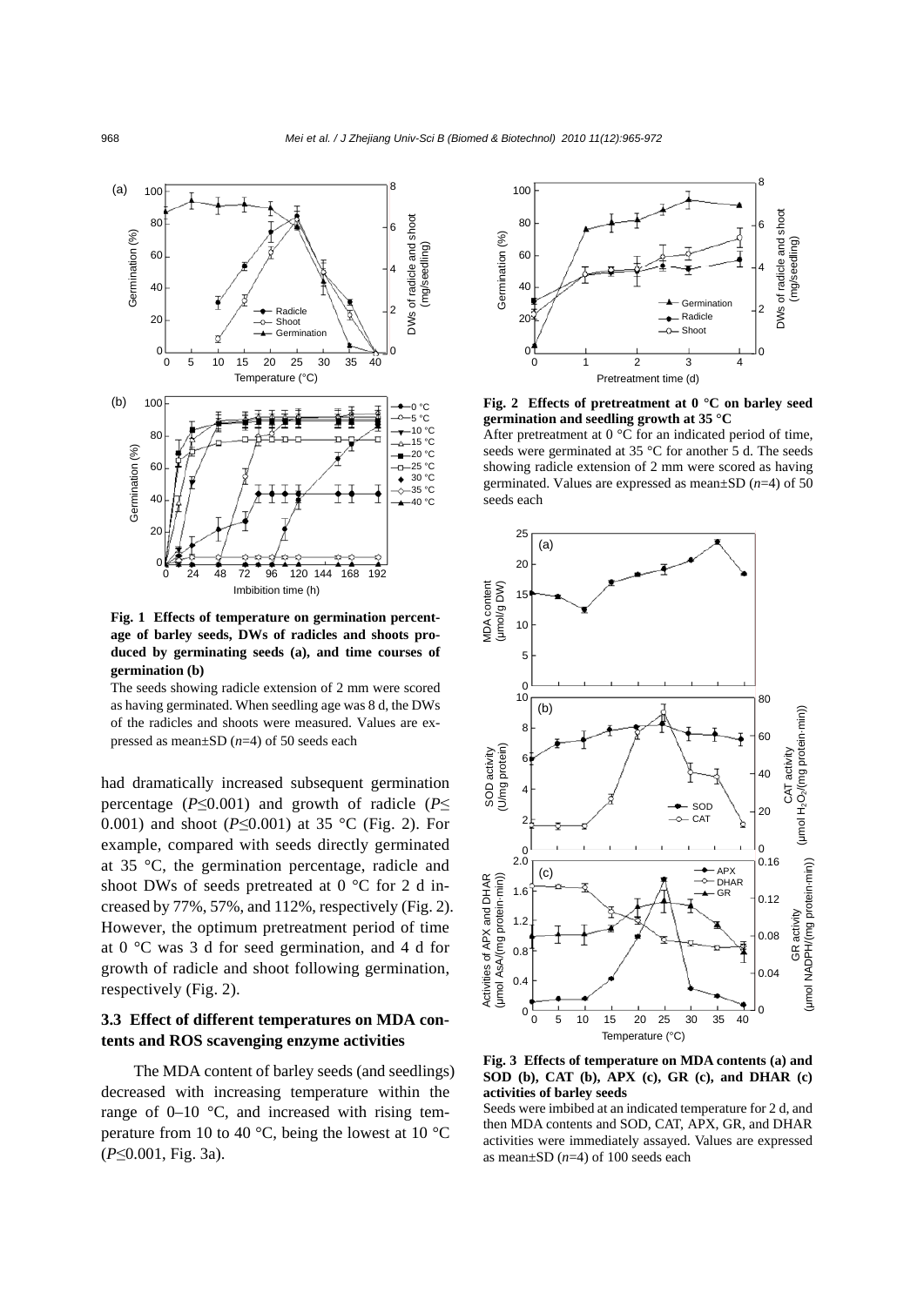**Fig. 1 Effects of temperature on germination percentage of barley seeds, DWs of radicles and shoots produced by germinating seeds (a), and time courses of germination (b)**

The seeds showing radicle extension of 2 mm were scored as having germinated. When seedling age was 8 d, the DWs of the radicles and shoots were measured. Values are expressed as mean±SD ($n$=4) of 50 seeds each

had dramatically increased subsequent germination percentage ($P$≤0.001) and growth of radicle ($P$≤0.001) and shoot ($P$≤0.001) at 35 °C (Fig. 2). For example, compared with seeds directly germinated at 35 °C, the germination percentage, radicle and shoot DWs of seeds pretreated at 0 °C for 2 d increased by 77%, 57%, and 112%, respectively (Fig. 2). However, the optimum pretreatment period of time at 0 °C was 3 d for seed germination, and 4 d for growth of radicle and shoot following germination, respectively (Fig. 2).

### 3.3 Effect of different temperatures on MDA contents and ROS scavenging enzyme activities

The MDA content of barley seeds (and seedlings) decreased with increasing temperature within the range of 0–10 °C, and increased with rising temperature from 10 to 40 °C, being the lowest at 10 °C ($P$≤0.001, Fig. 3a).

**Fig. 2 Effects of pretreatment at 0 °C on barley seed germination and seedling growth at 35 °C**

After pretreatment at 0 °C for an indicated period of time, seeds were germinated at 35 °C for another 5 d. The seeds showing radicle extension of 2 mm were scored as having germinated. Values are expressed as mean±SD ($n$=4) of 50 seeds each

**Fig. 3 Effects of temperature on MDA contents (a) and SOD (b), CAT (b), APX (c), GR (c), and DHAR (c) activities of barley seeds**

Seeds were imbibed at an indicated temperature for 2 d, and then MDA contents and SOD, CAT, APX, GR, and DHAR activities were immediately assayed. Values are expressed as mean±SD ($n$=4) of 100 seeds each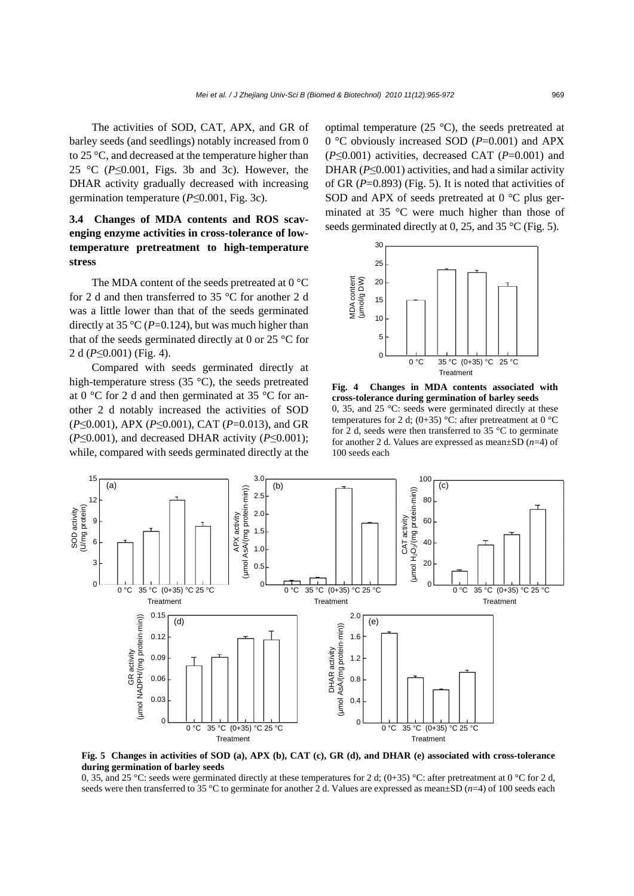The activities of SOD, CAT, APX, and GR of barley seeds (and seedlings) notably increased from 0 to 25 °C, and decreased at the temperature higher than 25 °C ($P \leq 0.001$, Figs. 3b and 3c). However, the DHAR activity gradually decreased with increasing germination temperature ($P \leq 0.001$, Fig. 3c).

### 3.4 Changes of MDA contents and ROS scavenging enzyme activities in cross-tolerance of low-temperature pretreatment to high-temperature stress

The MDA content of the seeds pretreated at 0 °C for 2 d and then transferred to 35 °C for another 2 d was a little lower than that of the seeds germinated directly at 35 °C ($P=0.124$), but was much higher than that of the seeds germinated directly at 0 or 25 °C for 2 d ($P \leq 0.001$) (Fig. 4).

Compared with seeds germinated directly at high-temperature stress (35 °C), the seeds pretreated at 0 °C for 2 d and then germinated at 35 °C for another 2 d notably increased the activities of SOD ($P \leq 0.001$), APX ($P \leq 0.001$), CAT ($P=0.013$), and GR ($P \leq 0.001$), and decreased DHAR activity ($P \leq 0.001$); while, compared with seeds germinated directly at the optimal temperature (25 °C), the seeds pretreated at 0 °C obviously increased SOD ($P=0.001$) and APX ($P \leq 0.001$) activities, decreased CAT ($P=0.001$) and DHAR ($P \leq 0.001$) activities, and had a similar activity of GR ($P=0.893$) (Fig. 5). It is noted that activities of SOD and APX of seeds pretreated at 0 °C plus germinated at 35 °C were much higher than those of seeds germinated directly at 0, 25, and 35 °C (Fig. 5).

**Fig. 4 Changes in MDA contents associated with cross-tolerance during germination of barley seeds**
0, 35, and 25 °C: seeds were germinated directly at these temperatures for 2 d; (0+35) °C: after pretreatment at 0 °C for 2 d, seeds were then transferred to 35 °C to germinate for another 2 d. Values are expressed as mean±SD ($n$=4) of 100 seeds each

**Fig. 5 Changes in activities of SOD (a), APX (b), CAT (c), GR (d), and DHAR (e) associated with cross-tolerance during germination of barley seeds**
0, 35, and 25 °C: seeds were germinated directly at these temperatures for 2 d; (0+35) °C: after pretreatment at 0 °C for 2 d, seeds were then transferred to 35 °C to germinate for another 2 d. Values are expressed as mean±SD ($n$=4) of 100 seeds each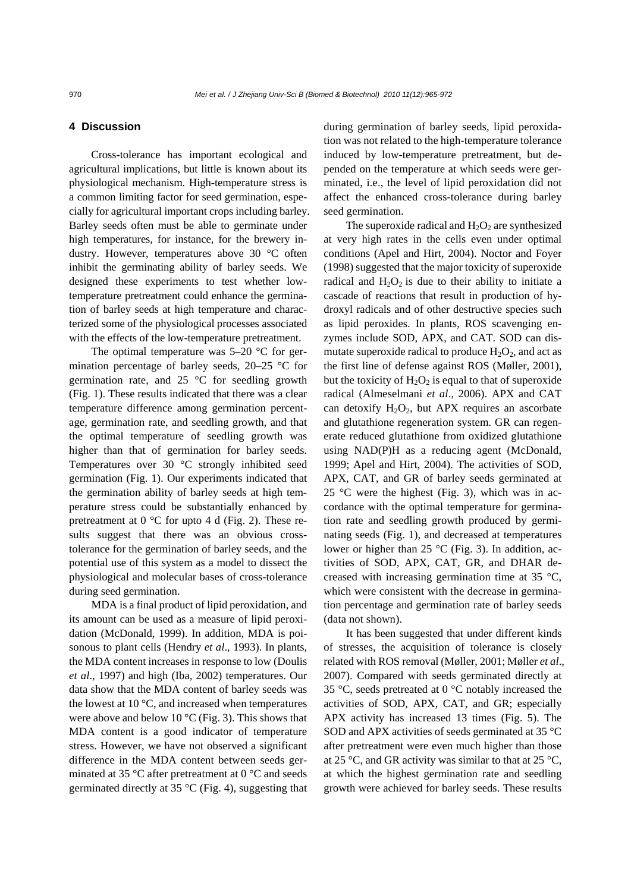## 4 Discussion

Cross-tolerance has important ecological and agricultural implications, but little is known about its physiological mechanism. High-temperature stress is a common limiting factor for seed germination, especially for agricultural important crops including barley. Barley seeds often must be able to germinate under high temperatures, for instance, for the brewery industry. However, temperatures above 30 °C often inhibit the germinating ability of barley seeds. We designed these experiments to test whether low-temperature pretreatment could enhance the germination of barley seeds at high temperature and characterized some of the physiological processes associated with the effects of the low-temperature pretreatment.

The optimal temperature was 5–20 °C for germination percentage of barley seeds, 20–25 °C for germination rate, and 25 °C for seedling growth (Fig. 1). These results indicated that there was a clear temperature difference among germination percentage, germination rate, and seedling growth, and that the optimal temperature of seedling growth was higher than that of germination for barley seeds. Temperatures over 30 °C strongly inhibited seed germination (Fig. 1). Our experiments indicated that the germination ability of barley seeds at high temperature stress could be substantially enhanced by pretreatment at 0 °C for upto 4 d (Fig. 2). These results suggest that there was an obvious cross-tolerance for the germination of barley seeds, and the potential use of this system as a model to dissect the physiological and molecular bases of cross-tolerance during seed germination.

MDA is a final product of lipid peroxidation, and its amount can be used as a measure of lipid peroxidation (McDonald, 1999). In addition, MDA is poisonous to plant cells (Hendry *et al*., 1993). In plants, the MDA content increases in response to low (Doulis *et al*., 1997) and high (Iba, 2002) temperatures. Our data show that the MDA content of barley seeds was the lowest at 10 °C, and increased when temperatures were above and below 10 °C (Fig. 3). This shows that MDA content is a good indicator of temperature stress. However, we have not observed a significant difference in the MDA content between seeds germinated at 35 °C after pretreatment at 0 °C and seeds germinated directly at 35 °C (Fig. 4), suggesting that during germination of barley seeds, lipid peroxidation was not related to the high-temperature tolerance induced by low-temperature pretreatment, but depended on the temperature at which seeds were germinated, i.e., the level of lipid peroxidation did not affect the enhanced cross-tolerance during barley seed germination.

The superoxide radical and $H_2O_2$ are synthesized at very high rates in the cells even under optimal conditions (Apel and Hirt, 2004). Noctor and Foyer (1998) suggested that the major toxicity of superoxide radical and $H_2O_2$ is due to their ability to initiate a cascade of reactions that result in production of hydroxyl radicals and of other destructive species such as lipid peroxides. In plants, ROS scavenging enzymes include SOD, APX, and CAT. SOD can dismutate superoxide radical to produce $H_2O_2$, and act as the first line of defense against ROS (Møller, 2001), but the toxicity of $H_2O_2$ is equal to that of superoxide radical (Almeselmani *et al*., 2006). APX and CAT can detoxify $H_2O_2$, but APX requires an ascorbate and glutathione regeneration system. GR can regenerate reduced glutathione from oxidized glutathione using NAD(P)H as a reducing agent (McDonald, 1999; Apel and Hirt, 2004). The activities of SOD, APX, CAT, and GR of barley seeds germinated at 25 °C were the highest (Fig. 3), which was in accordance with the optimal temperature for germination rate and seedling growth produced by germinating seeds (Fig. 1), and decreased at temperatures lower or higher than 25 °C (Fig. 3). In addition, activities of SOD, APX, CAT, GR, and DHAR decreased with increasing germination time at 35 °C, which were consistent with the decrease in germination percentage and germination rate of barley seeds (data not shown).

It has been suggested that under different kinds of stresses, the acquisition of tolerance is closely related with ROS removal (Møller, 2001; Møller *et al*., 2007). Compared with seeds germinated directly at 35 °C, seeds pretreated at 0 °C notably increased the activities of SOD, APX, CAT, and GR; especially APX activity has increased 13 times (Fig. 5). The SOD and APX activities of seeds germinated at 35 °C after pretreatment were even much higher than those at 25 °C, and GR activity was similar to that at 25 °C, at which the highest germination rate and seedling growth were achieved for barley seeds. These results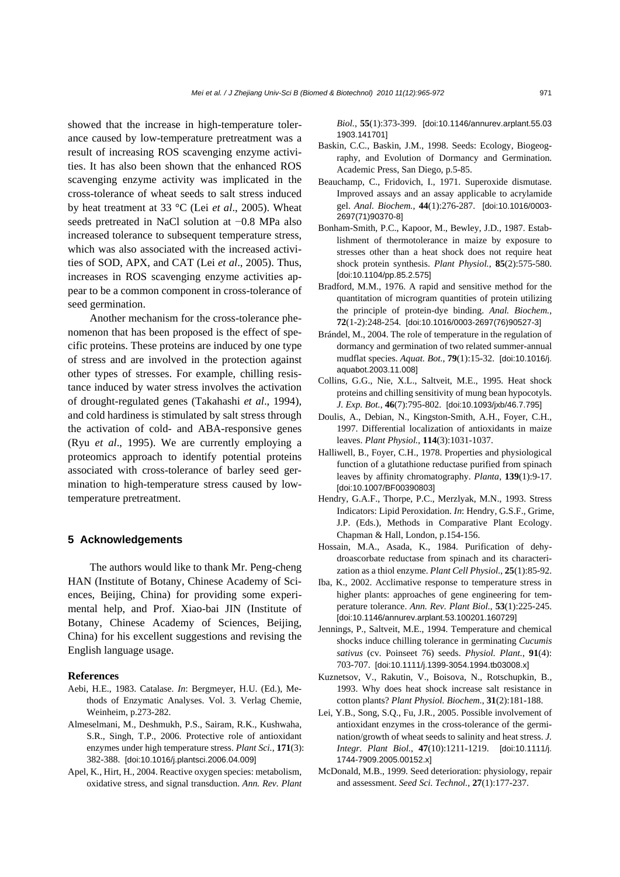showed that the increase in high-temperature tolerance caused by low-temperature pretreatment was a result of increasing ROS scavenging enzyme activities. It has also been shown that the enhanced ROS scavenging enzyme activity was implicated in the cross-tolerance of wheat seeds to salt stress induced by heat treatment at 33 °C (Lei *et al*., 2005). Wheat seeds pretreated in NaCl solution at −0.8 MPa also increased tolerance to subsequent temperature stress, which was also associated with the increased activities of SOD, APX, and CAT (Lei *et al*., 2005). Thus, increases in ROS scavenging enzyme activities appear to be a common component in cross-tolerance of seed germination.

Another mechanism for the cross-tolerance phenomenon that has been proposed is the effect of specific proteins. These proteins are induced by one type of stress and are involved in the protection against other types of stresses. For example, chilling resistance induced by water stress involves the activation of drought-regulated genes (Takahashi *et al*., 1994), and cold hardiness is stimulated by salt stress through the activation of cold- and ABA-responsive genes (Ryu *et al*., 1995). We are currently employing a proteomics approach to identify potential proteins associated with cross-tolerance of barley seed germination to high-temperature stress caused by low-temperature pretreatment.

## 5 Acknowledgements

The authors would like to thank Mr. Peng-cheng HAN (Institute of Botany, Chinese Academy of Sciences, Beijing, China) for providing some experimental help, and Prof. Xiao-bai JIN (Institute of Botany, Chinese Academy of Sciences, Beijing, China) for his excellent suggestions and revising the English language usage.

### References

Aebi, H.E., 1983. Catalase. *In*: Bergmeyer, H.U. (Ed.), Methods of Enzymatic Analyses. Vol. 3. Verlag Chemie, Weinheim, p.273-282.

Almeselmani, M., Deshmukh, P.S., Sairam, R.K., Kushwaha, S.R., Singh, T.P., 2006. Protective role of antioxidant enzymes under high temperature stress. *Plant Sci.*, **171**(3): 382-388. [doi:10.1016/j.plantsci.2006.04.009]

Apel, K., Hirt, H., 2004. Reactive oxygen species: metabolism, oxidative stress, and signal transduction. *Ann. Rev. Plant Biol.*, **55**(1):373-399. [doi:10.1146/annurev.arplant.55.031903.141701]

Baskin, C.C., Baskin, J.M., 1998. Seeds: Ecology, Biogeography, and Evolution of Dormancy and Germination. Academic Press, San Diego, p.5-85.

Beauchamp, C., Fridovich, I., 1971. Superoxide dismutase. Improved assays and an assay applicable to acrylamide gel. *Anal. Biochem.*, **44**(1):276-287. [doi:10.1016/0003-2697(71)90370-8]

Bonham-Smith, P.C., Kapoor, M., Bewley, J.D., 1987. Establishment of thermotolerance in maize by exposure to stresses other than a heat shock does not require heat shock protein synthesis. *Plant Physiol.*, **85**(2):575-580. [doi:10.1104/pp.85.2.575]

Bradford, M.M., 1976. A rapid and sensitive method for the quantitation of microgram quantities of protein utilizing the principle of protein-dye binding. *Anal. Biochem.*, **72**(1-2):248-254. [doi:10.1016/0003-2697(76)90527-3]

Brándel, M., 2004. The role of temperature in the regulation of dormancy and germination of two related summer-annual mudflat species. *Aquat. Bot.*, **79**(1):15-32. [doi:10.1016/j.aquabot.2003.11.008]

Collins, G.G., Nie, X.L., Saltveit, M.E., 1995. Heat shock proteins and chilling sensitivity of mung bean hypocotyls. *J. Exp. Bot.*, **46**(7):795-802. [doi:10.1093/jxb/46.7.795]

Doulis, A., Debian, N., Kingston-Smith, A.H., Foyer, C.H., 1997. Differential localization of antioxidants in maize leaves. *Plant Physiol.*, **114**(3):1031-1037.

Halliwell, B., Foyer, C.H., 1978. Properties and physiological function of a glutathione reductase purified from spinach leaves by affinity chromatography. *Planta*, **139**(1):9-17. [doi:10.1007/BF00390803]

Hendry, G.A.F., Thorpe, P.C., Merzlyak, M.N., 1993. Stress Indicators: Lipid Peroxidation. *In*: Hendry, G.S.F., Grime, J.P. (Eds.), Methods in Comparative Plant Ecology. Chapman & Hall, London, p.154-156.

Hossain, M.A., Asada, K., 1984. Purification of dehydroascorbate reductase from spinach and its characterization as a thiol enzyme. *Plant Cell Physiol.*, **25**(1):85-92.

Iba, K., 2002. Acclimative response to temperature stress in higher plants: approaches of gene engineering for temperature tolerance. *Ann. Rev. Plant Biol.*, **53**(1):225-245. [doi:10.1146/annurev.arplant.53.100201.160729]

Jennings, P., Saltveit, M.E., 1994. Temperature and chemical shocks induce chilling tolerance in germinating *Cucumis sativus* (cv. Poinseet 76) seeds. *Physiol. Plant.*, **91**(4): 703-707. [doi:10.1111/j.1399-3054.1994.tb03008.x]

Kuznetsov, V., Rakutin, V., Boisova, N., Rotschupkin, B., 1993. Why does heat shock increase salt resistance in cotton plants? *Plant Physiol. Biochem.*, **31**(2):181-188.

Lei, Y.B., Song, S.Q., Fu, J.R., 2005. Possible involvement of antioxidant enzymes in the cross-tolerance of the germination/growth of wheat seeds to salinity and heat stress. *J. Integr. Plant Biol.*, **47**(10):1211-1219. [doi:10.1111/j.1744-7909.2005.00152.x]

McDonald, M.B., 1999. Seed deterioration: physiology, repair and assessment. *Seed Sci. Technol.*, **27**(1):177-237.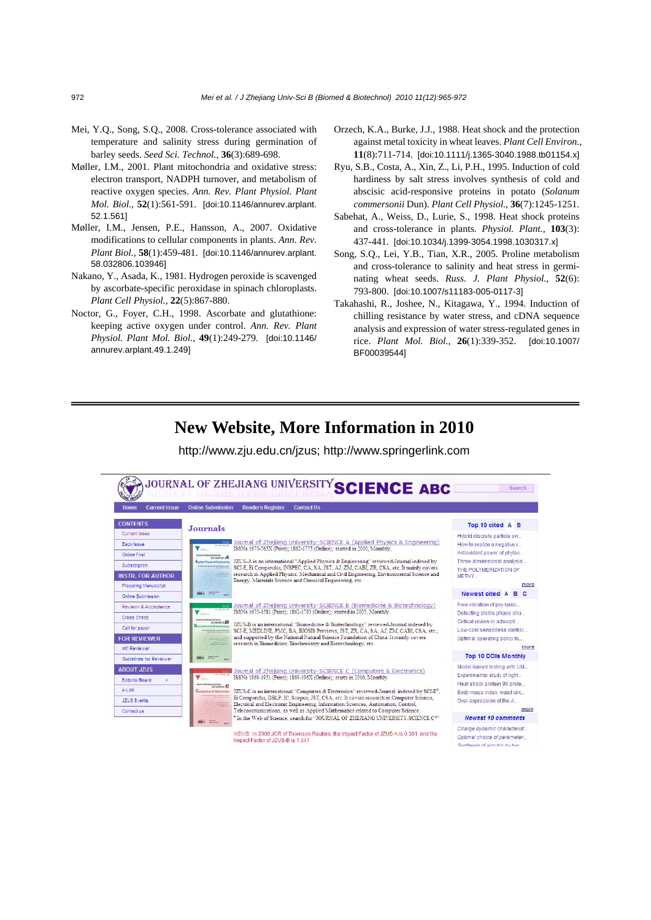Mei, Y.Q., Song, S.Q., 2008. Cross-tolerance associated with germination and salinity stress during germination of barley seeds. *Seed Sci. Technol.*, **36**(3):689-698.

Møller, I.M., 2001. Plant mitochondria and oxidative stress: electron transport, NADPH turnover, and metabolism of reactive oxygen species. *Ann. Rev. Plant Physiol. Plant Mol. Biol.*, **52**(1):561-591. [doi:10.1146/annurev.arplant.52.1.561]

Møller, I.M., Jensen, P.E., Hansson, A., 2007. Oxidative modifications to cellular components in plants. *Ann. Rev. Plant Biol.*, **58**(1):459-481. [doi:10.1146/annurev.arplant.58.032806.103946]

Nakano, Y., Asada, K., 1981. Hydrogen peroxide is scavenged by ascorbate-specific peroxidase in spinach chloroplasts. *Plant Cell Physiol.*, **22**(5):867-880.

Noctor, G., Foyer, C.H., 1998. Ascorbate and glutathione: keeping active oxygen under control. *Ann. Rev. Plant Physiol. Plant Mol. Biol.*, **49**(1):249-279. [doi:10.1146/annurev.arplant.49.1.249]

Orzech, K.A., Burke, J.J., 1988. Heat shock and the protection against metal toxicity in wheat leaves. *Plant Cell Environ.*, **11**(8):711-714. [doi:10.1111/j.1365-3040.1988.tb01154.x]

Ryu, S.B., Costa, A., Xin, Z., Li, P.H., 1995. Induction of cold hardiness by salt stress involves synthesis of cold and abscisic acid-responsive proteins in potato (*Solanum commersonii* Dun). *Plant Cell Physiol.*, **36**(7):1245-1251.

Sabehat, A., Weiss, D., Lurie, S., 1998. Heat shock proteins and cross-tolerance in plants. *Physiol. Plant.*, **103**(3):437-441. [doi:10.1034/j.1399-3054.1998.1030317.x]

Song, S.Q., Lei, Y.B., Tian, X.R., 2005. Proline metabolism and cross-tolerance to salinity and heat stress in germinating wheat seeds. *Russ. J. Plant Physiol.*, **52**(6):793-800. [doi:10.1007/s11183-005-0117-3]

Takahashi, R., Joshee, N., Kitagawa, Y., 1994. Induction of chilling resistance by water stress, and cDNA sequence analysis and expression of water stress-regulated genes in rice. *Plant Mol. Biol.*, **26**(1):339-352. [doi:10.1007/BF00039544]

# New Website, More Information in 2010

http://www.zju.edu.cn/jzus; http://www.springerlink.com